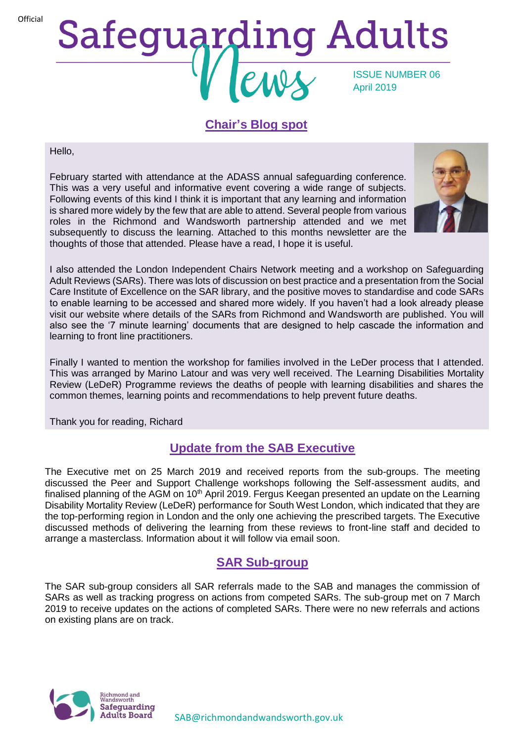Official

# Safeguarding Adults News

ISSUE NUMBER 06
April 2019

## Chair's Blog spot

Hello,

February started with attendance at the ADASS annual safeguarding conference. This was a very useful and informative event covering a wide range of subjects. Following events of this kind I think it is important that any learning and information is shared more widely by the few that are able to attend. Several people from various roles in the Richmond and Wandsworth partnership attended and we met subsequently to discuss the learning. Attached to this months newsletter are the thoughts of those that attended. Please have a read, I hope it is useful.

I also attended the London Independent Chairs Network meeting and a workshop on Safeguarding Adult Reviews (SARs). There was lots of discussion on best practice and a presentation from the Social Care Institute of Excellence on the SAR library, and the positive moves to standardise and code SARs to enable learning to be accessed and shared more widely. If you haven't had a look already please visit our website where details of the SARs from Richmond and Wandsworth are published. You will also see the '7 minute learning' documents that are designed to help cascade the information and learning to front line practitioners.

Finally I wanted to mention the workshop for families involved in the LeDer process that I attended. This was arranged by Marino Latour and was very well received. The Learning Disabilities Mortality Review (LeDeR) Programme reviews the deaths of people with learning disabilities and shares the common themes, learning points and recommendations to help prevent future deaths.

Thank you for reading, Richard

## Update from the SAB Executive

The Executive met on 25 March 2019 and received reports from the sub-groups. The meeting discussed the Peer and Support Challenge workshops following the Self-assessment audits, and finalised planning of the AGM on 10th April 2019. Fergus Keegan presented an update on the Learning Disability Mortality Review (LeDeR) performance for South West London, which indicated that they are the top-performing region in London and the only one achieving the prescribed targets. The Executive discussed methods of delivering the learning from these reviews to front-line staff and decided to arrange a masterclass. Information about it will follow via email soon.

## SAR Sub-group

The SAR sub-group considers all SAR referrals made to the SAB and manages the commission of SARs as well as tracking progress on actions from competed SARs. The sub-group met on 7 March 2019 to receive updates on the actions of completed SARs. There were no new referrals and actions on existing plans are on track.

Richmond and Wandsworth Safeguarding Adults Board

SAB@richmondandwandsworth.gov.uk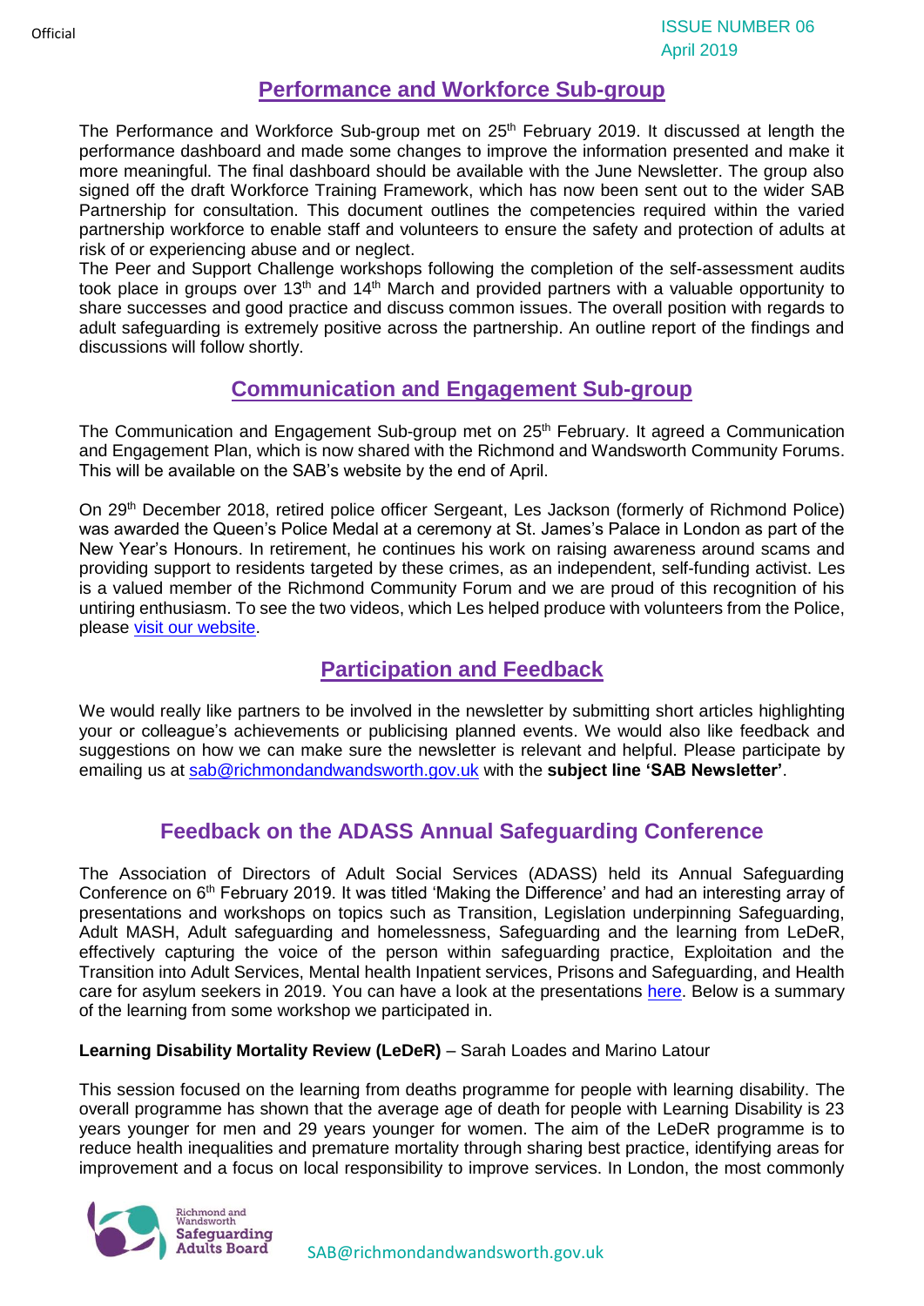## Performance and Workforce Sub-group

The Performance and Workforce Sub-group met on 25th February 2019. It discussed at length the performance dashboard and made some changes to improve the information presented and make it more meaningful. The final dashboard should be available with the June Newsletter. The group also signed off the draft Workforce Training Framework, which has now been sent out to the wider SAB Partnership for consultation. This document outlines the competencies required within the varied partnership workforce to enable staff and volunteers to ensure the safety and protection of adults at risk of or experiencing abuse and or neglect.
The Peer and Support Challenge workshops following the completion of the self-assessment audits took place in groups over 13th and 14th March and provided partners with a valuable opportunity to share successes and good practice and discuss common issues. The overall position with regards to adult safeguarding is extremely positive across the partnership. An outline report of the findings and discussions will follow shortly.

## Communication and Engagement Sub-group

The Communication and Engagement Sub-group met on 25th February. It agreed a Communication and Engagement Plan, which is now shared with the Richmond and Wandsworth Community Forums. This will be available on the SAB's website by the end of April.

On 29th December 2018, retired police officer Sergeant, Les Jackson (formerly of Richmond Police) was awarded the Queen's Police Medal at a ceremony at St. James's Palace in London as part of the New Year's Honours. In retirement, he continues his work on raising awareness around scams and providing support to residents targeted by these crimes, as an independent, self-funding activist. Les is a valued member of the Richmond Community Forum and we are proud of this recognition of his untiring enthusiasm. To see the two videos, which Les helped produce with volunteers from the Police, please visit our website.

## Participation and Feedback

We would really like partners to be involved in the newsletter by submitting short articles highlighting your or colleague's achievements or publicising planned events. We would also like feedback and suggestions on how we can make sure the newsletter is relevant and helpful. Please participate by emailing us at sab@richmondandwandsworth.gov.uk with the **subject line 'SAB Newsletter'**.

## Feedback on the ADASS Annual Safeguarding Conference

The Association of Directors of Adult Social Services (ADASS) held its Annual Safeguarding Conference on 6th February 2019. It was titled 'Making the Difference' and had an interesting array of presentations and workshops on topics such as Transition, Legislation underpinning Safeguarding, Adult MASH, Adult safeguarding and homelessness, Safeguarding and the learning from LeDeR, effectively capturing the voice of the person within safeguarding practice, Exploitation and the Transition into Adult Services, Mental health Inpatient services, Prisons and Safeguarding, and Health care for asylum seekers in 2019. You can have a look at the presentations here. Below is a summary of the learning from some workshop we participated in.

**Learning Disability Mortality Review (LeDeR)** – Sarah Loades and Marino Latour

This session focused on the learning from deaths programme for people with learning disability. The overall programme has shown that the average age of death for people with Learning Disability is 23 years younger for men and 29 years younger for women. The aim of the LeDeR programme is to reduce health inequalities and premature mortality through sharing best practice, identifying areas for improvement and a focus on local responsibility to improve services. In London, the most commonly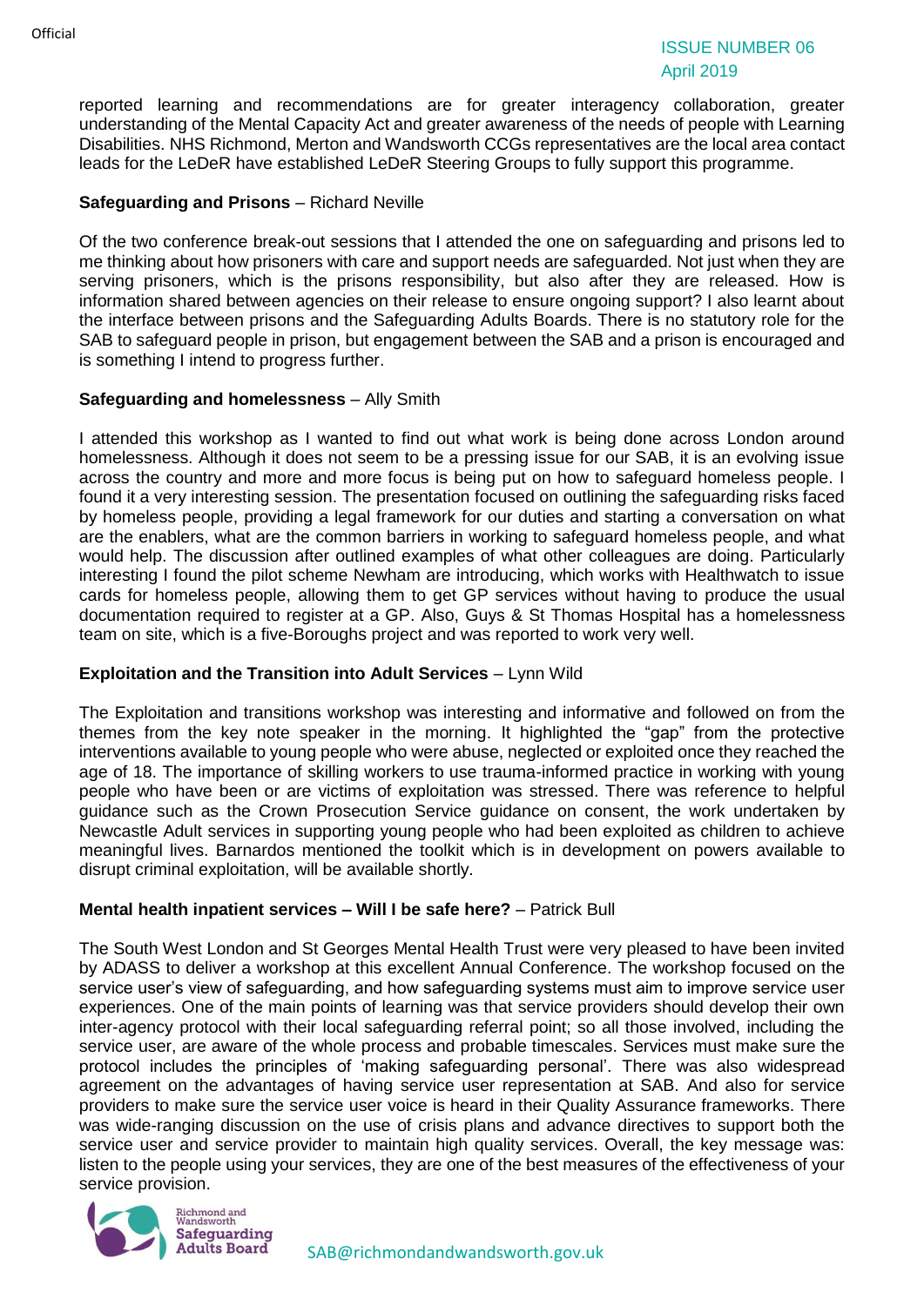reported learning and recommendations are for greater interagency collaboration, greater understanding of the Mental Capacity Act and greater awareness of the needs of people with Learning Disabilities. NHS Richmond, Merton and Wandsworth CCGs representatives are the local area contact leads for the LeDeR have established LeDeR Steering Groups to fully support this programme.

**Safeguarding and Prisons** – Richard Neville

Of the two conference break-out sessions that I attended the one on safeguarding and prisons led to me thinking about how prisoners with care and support needs are safeguarded. Not just when they are serving prisoners, which is the prisons responsibility, but also after they are released. How is information shared between agencies on their release to ensure ongoing support? I also learnt about the interface between prisons and the Safeguarding Adults Boards. There is no statutory role for the SAB to safeguard people in prison, but engagement between the SAB and a prison is encouraged and is something I intend to progress further.

**Safeguarding and homelessness** – Ally Smith

I attended this workshop as I wanted to find out what work is being done across London around homelessness. Although it does not seem to be a pressing issue for our SAB, it is an evolving issue across the country and more and more focus is being put on how to safeguard homeless people. I found it a very interesting session. The presentation focused on outlining the safeguarding risks faced by homeless people, providing a legal framework for our duties and starting a conversation on what are the enablers, what are the common barriers in working to safeguard homeless people, and what would help. The discussion after outlined examples of what other colleagues are doing. Particularly interesting I found the pilot scheme Newham are introducing, which works with Healthwatch to issue cards for homeless people, allowing them to get GP services without having to produce the usual documentation required to register at a GP. Also, Guys & St Thomas Hospital has a homelessness team on site, which is a five-Boroughs project and was reported to work very well.

**Exploitation and the Transition into Adult Services** – Lynn Wild

The Exploitation and transitions workshop was interesting and informative and followed on from the themes from the key note speaker in the morning. It highlighted the "gap" from the protective interventions available to young people who were abuse, neglected or exploited once they reached the age of 18. The importance of skilling workers to use trauma-informed practice in working with young people who have been or are victims of exploitation was stressed. There was reference to helpful guidance such as the Crown Prosecution Service guidance on consent, the work undertaken by Newcastle Adult services in supporting young people who had been exploited as children to achieve meaningful lives. Barnardos mentioned the toolkit which is in development on powers available to disrupt criminal exploitation, will be available shortly.

**Mental health inpatient services – Will I be safe here?** – Patrick Bull

The South West London and St Georges Mental Health Trust were very pleased to have been invited by ADASS to deliver a workshop at this excellent Annual Conference. The workshop focused on the service user's view of safeguarding, and how safeguarding systems must aim to improve service user experiences. One of the main points of learning was that service providers should develop their own inter-agency protocol with their local safeguarding referral point; so all those involved, including the service user, are aware of the whole process and probable timescales. Services must make sure the protocol includes the principles of 'making safeguarding personal'. There was also widespread agreement on the advantages of having service user representation at SAB. And also for service providers to make sure the service user voice is heard in their Quality Assurance frameworks. There was wide-ranging discussion on the use of crisis plans and advance directives to support both the service user and service provider to maintain high quality services. Overall, the key message was: listen to the people using your services, they are one of the best measures of the effectiveness of your service provision.